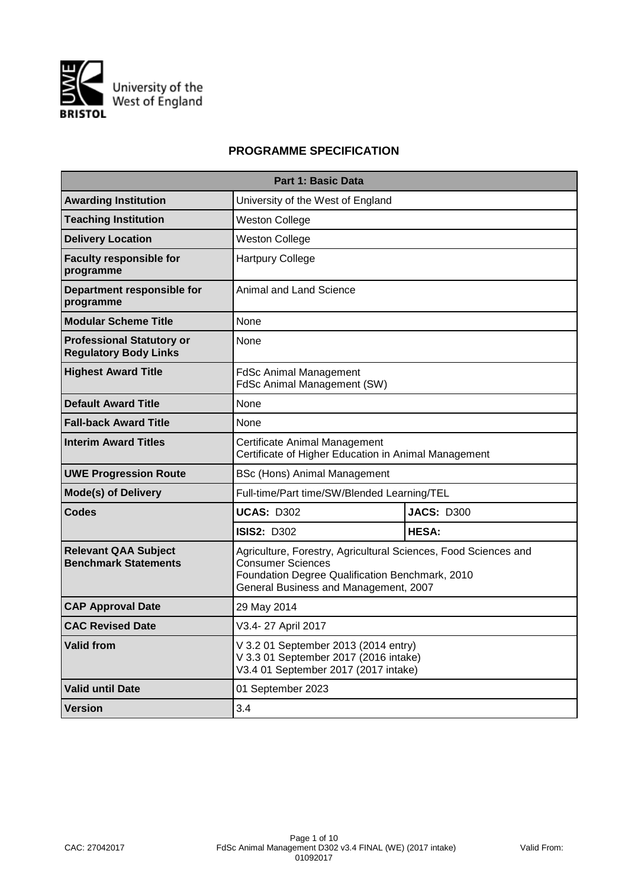# PROGRAMME SPECIFICATION

| Part 1: Basic Data | | |
|---|---|---|
| **Awarding Institution** | University of the West of England | |
| **Teaching Institution** | Weston College | |
| **Delivery Location** | Weston College | |
| **Faculty responsible for programme** | Hartpury College | |
| **Department responsible for programme** | Animal and Land Science | |
| **Modular Scheme Title** | None | |
| **Professional Statutory or Regulatory Body Links** | None | |
| **Highest Award Title** | FdSc Animal Management<br>FdSc Animal Management (SW) | |
| **Default Award Title** | None | |
| **Fall-back Award Title** | None | |
| **Interim Award Titles** | Certificate Animal Management<br>Certificate of Higher Education in Animal Management | |
| **UWE Progression Route** | BSc (Hons) Animal Management | |
| **Mode(s) of Delivery** | Full-time/Part time/SW/Blended Learning/TEL | |
| **Codes** | **UCAS:** D302 | **JACS:** D300 |
| | **ISIS2:** D302 | **HESA:** |
| **Relevant QAA Subject Benchmark Statements** | Agriculture, Forestry, Agricultural Sciences, Food Sciences and Consumer Sciences<br>Foundation Degree Qualification Benchmark, 2010<br>General Business and Management, 2007 | |
| **CAP Approval Date** | 29 May 2014 | |
| **CAC Revised Date** | V3.4- 27 April 2017 | |
| **Valid from** | V 3.2 01 September 2013 (2014 entry)<br>V 3.3 01 September 2017 (2016 intake)<br>V3.4 01 September 2017 (2017 intake) | |
| **Valid until Date** | 01 September 2023 | |
| **Version** | 3.4 | |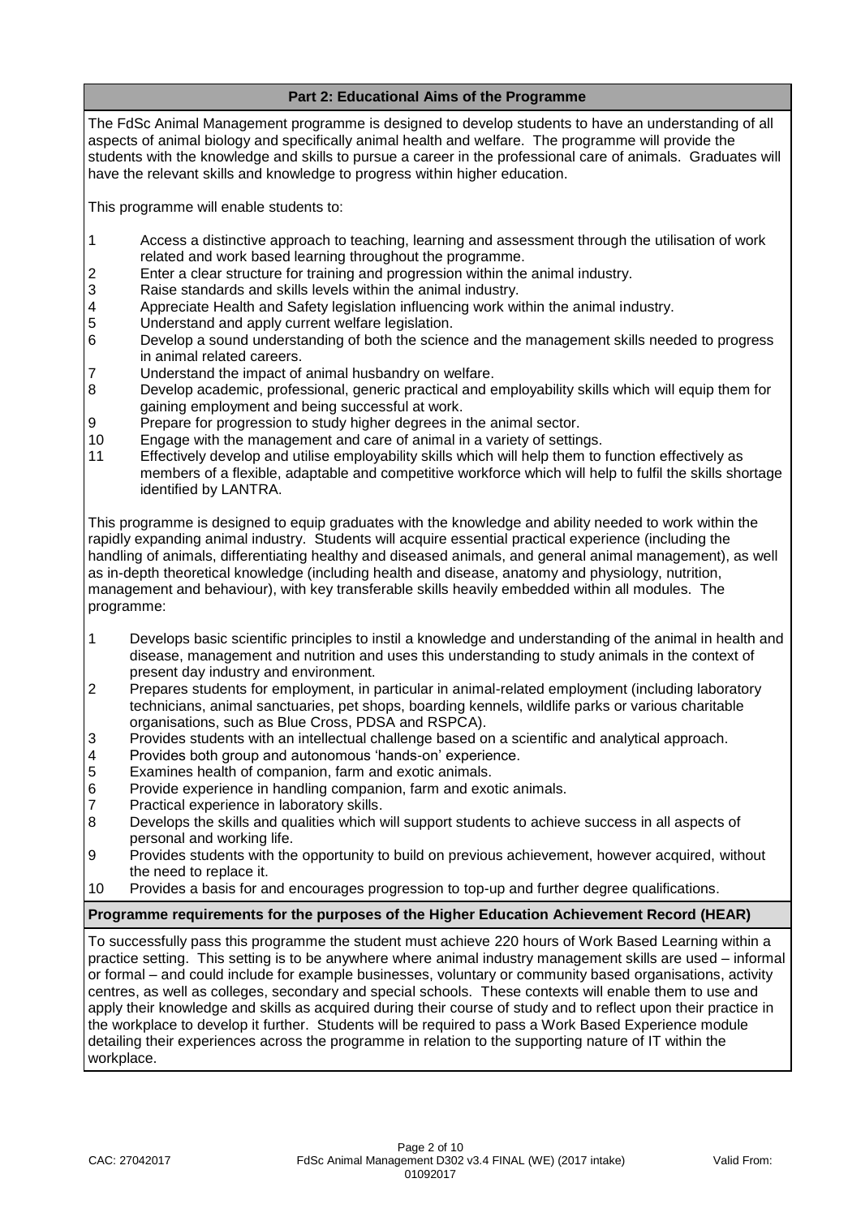## Part 2: Educational Aims of the Programme

The FdSc Animal Management programme is designed to develop students to have an understanding of all aspects of animal biology and specifically animal health and welfare. The programme will provide the students with the knowledge and skills to pursue a career in the professional care of animals. Graduates will have the relevant skills and knowledge to progress within higher education.

This programme will enable students to:

1. Access a distinctive approach to teaching, learning and assessment through the utilisation of work related and work based learning throughout the programme.
2. Enter a clear structure for training and progression within the animal industry.
3. Raise standards and skills levels within the animal industry.
4. Appreciate Health and Safety legislation influencing work within the animal industry.
5. Understand and apply current welfare legislation.
6. Develop a sound understanding of both the science and the management skills needed to progress in animal related careers.
7. Understand the impact of animal husbandry on welfare.
8. Develop academic, professional, generic practical and employability skills which will equip them for gaining employment and being successful at work.
9. Prepare for progression to study higher degrees in the animal sector.
10. Engage with the management and care of animal in a variety of settings.
11. Effectively develop and utilise employability skills which will help them to function effectively as members of a flexible, adaptable and competitive workforce which will help to fulfil the skills shortage identified by LANTRA.

This programme is designed to equip graduates with the knowledge and ability needed to work within the rapidly expanding animal industry. Students will acquire essential practical experience (including the handling of animals, differentiating healthy and diseased animals, and general animal management), as well as in-depth theoretical knowledge (including health and disease, anatomy and physiology, nutrition, management and behaviour), with key transferable skills heavily embedded within all modules. The programme:

1. Develops basic scientific principles to instil a knowledge and understanding of the animal in health and disease, management and nutrition and uses this understanding to study animals in the context of present day industry and environment.
2. Prepares students for employment, in particular in animal-related employment (including laboratory technicians, animal sanctuaries, pet shops, boarding kennels, wildlife parks or various charitable organisations, such as Blue Cross, PDSA and RSPCA).
3. Provides students with an intellectual challenge based on a scientific and analytical approach.
4. Provides both group and autonomous 'hands-on' experience.
5. Examines health of companion, farm and exotic animals.
6. Provide experience in handling companion, farm and exotic animals.
7. Practical experience in laboratory skills.
8. Develops the skills and qualities which will support students to achieve success in all aspects of personal and working life.
9. Provides students with the opportunity to build on previous achievement, however acquired, without the need to replace it.
10. Provides a basis for and encourages progression to top-up and further degree qualifications.

### Programme requirements for the purposes of the Higher Education Achievement Record (HEAR)

To successfully pass this programme the student must achieve 220 hours of Work Based Learning within a practice setting. This setting is to be anywhere where animal industry management skills are used – informal or formal – and could include for example businesses, voluntary or community based organisations, activity centres, as well as colleges, secondary and special schools. These contexts will enable them to use and apply their knowledge and skills as acquired during their course of study and to reflect upon their practice in the workplace to develop it further. Students will be required to pass a Work Based Experience module detailing their experiences across the programme in relation to the supporting nature of IT within the workplace.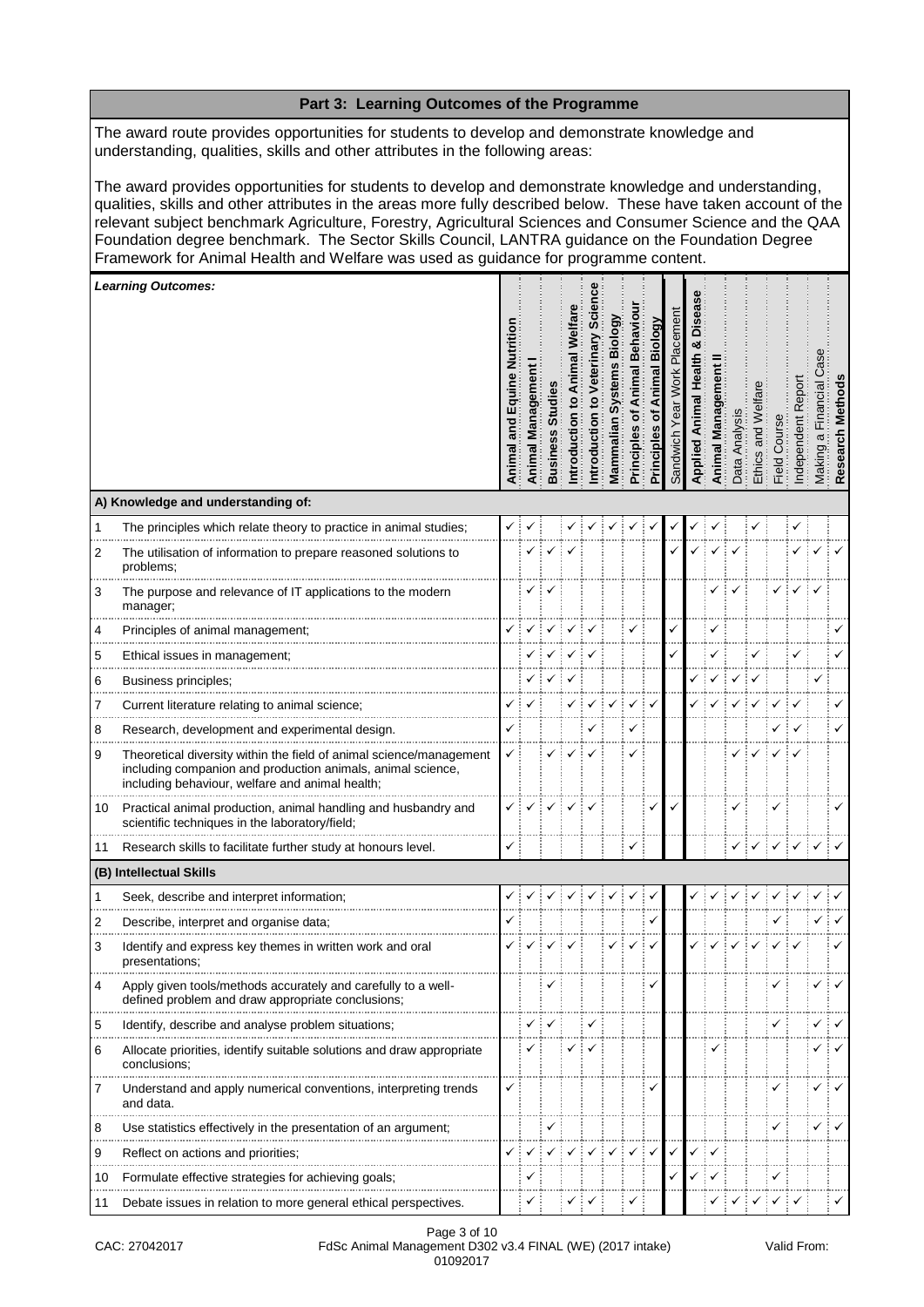## Part 3: Learning Outcomes of the Programme

The award route provides opportunities for students to develop and demonstrate knowledge and understanding, qualities, skills and other attributes in the following areas:

The award provides opportunities for students to develop and demonstrate knowledge and understanding, qualities, skills and other attributes in the areas more fully described below. These have taken account of the relevant subject benchmark Agriculture, Forestry, Agricultural Sciences and Consumer Science and the QAA Foundation degree benchmark. The Sector Skills Council, LANTRA guidance on the Foundation Degree Framework for Animal Health and Welfare was used as guidance for programme content.

| | *Learning Outcomes:* | Animal and Equine Nutrition | Animal Management I | Business Studies | Introduction to Animal Welfare | Introduction to Veterinary Science | Mammalian Systems Biology | Principles of Animal Behaviour | Principles of Animal Biology | Sandwich Year Work Placement | Applied Animal Health & Disease | Animal Management II | Data Analysis | Ethics and Welfare | Field Course | Independent Report | Making a Financial Case | Research Methods |
|---|---|---|---|---|---|---|---|---|---|---|---|---|---|---|---|---|---|---|
| | **A) Knowledge and understanding of:** | | | | | | | | | | | | | | | | | |
| 1 | The principles which relate theory to practice in animal studies; | ✓ | ✓ | | ✓ | ✓ | ✓ | ✓ | ✓ | ✓ | ✓ | ✓ | | ✓ | | ✓ | | |
| 2 | The utilisation of information to prepare reasoned solutions to problems; | | ✓ | ✓ | ✓ | | | | | ✓ | ✓ | ✓ | ✓ | | | ✓ | ✓ | ✓ |
| 3 | The purpose and relevance of IT applications to the modern manager; | | ✓ | ✓ | | | | | | | | ✓ | ✓ | | ✓ | ✓ | ✓ | |
| 4 | Principles of animal management; | ✓ | ✓ | ✓ | ✓ | ✓ | | ✓ | | ✓ | | ✓ | | | | | | ✓ |
| 5 | Ethical issues in management; | | ✓ | ✓ | ✓ | ✓ | | | | ✓ | | ✓ | | ✓ | | ✓ | | ✓ |
| 6 | Business principles; | | ✓ | ✓ | ✓ | | | | | | ✓ | ✓ | ✓ | ✓ | | | ✓ | |
| 7 | Current literature relating to animal science; | ✓ | ✓ | | ✓ | ✓ | ✓ | ✓ | ✓ | | ✓ | ✓ | ✓ | ✓ | ✓ | ✓ | | ✓ |
| 8 | Research, development and experimental design. | ✓ | | | | ✓ | | ✓ | | | | | | | ✓ | ✓ | | ✓ |
| 9 | Theoretical diversity within the field of animal science/management including companion and production animals, animal science, including behaviour, welfare and animal health; | ✓ | | ✓ | ✓ | ✓ | | ✓ | | | | | ✓ | ✓ | ✓ | ✓ | | |
| 10 | Practical animal production, animal handling and husbandry and scientific techniques in the laboratory/field; | ✓ | ✓ | ✓ | ✓ | ✓ | | | ✓ | ✓ | | | ✓ | | ✓ | | | ✓ |
| 11 | Research skills to facilitate further study at honours level. | ✓ | | | | | | ✓ | | | | | ✓ | ✓ | ✓ | ✓ | ✓ | ✓ |
| | **(B) Intellectual Skills** | | | | | | | | | | | | | | | | | |
| 1 | Seek, describe and interpret information; | ✓ | ✓ | ✓ | ✓ | ✓ | ✓ | ✓ | ✓ | | ✓ | ✓ | ✓ | ✓ | ✓ | ✓ | ✓ | ✓ |
| 2 | Describe, interpret and organise data; | ✓ | | | | | | | ✓ | | | | | | ✓ | | ✓ | ✓ |
| 3 | Identify and express key themes in written work and oral presentations; | ✓ | ✓ | ✓ | ✓ | | ✓ | ✓ | ✓ | | ✓ | ✓ | ✓ | ✓ | ✓ | ✓ | | ✓ |
| 4 | Apply given tools/methods accurately and carefully to a well-defined problem and draw appropriate conclusions; | | | ✓ | | | | | ✓ | | | | | | ✓ | | ✓ | ✓ |
| 5 | Identify, describe and analyse problem situations; | | ✓ | ✓ | | ✓ | | | | | | | | | ✓ | | ✓ | ✓ |
| 6 | Allocate priorities, identify suitable solutions and draw appropriate conclusions; | | ✓ | | ✓ | ✓ | | | | | | ✓ | | | | | ✓ | ✓ |
| 7 | Understand and apply numerical conventions, interpreting trends and data. | ✓ | | | | | | | ✓ | | | | | | ✓ | | ✓ | ✓ |
| 8 | Use statistics effectively in the presentation of an argument; | | | ✓ | | | | | | | | | | | ✓ | | ✓ | ✓ |
| 9 | Reflect on actions and priorities; | ✓ | ✓ | ✓ | ✓ | ✓ | ✓ | ✓ | ✓ | ✓ | ✓ | ✓ | | | | | | |
| 10 | Formulate effective strategies for achieving goals; | | ✓ | | | | | | | ✓ | ✓ | ✓ | | | ✓ | | | |
| 11 | Debate issues in relation to more general ethical perspectives. | | ✓ | | ✓ | ✓ | | ✓ | | | | ✓ | ✓ | ✓ | ✓ | ✓ | | ✓ |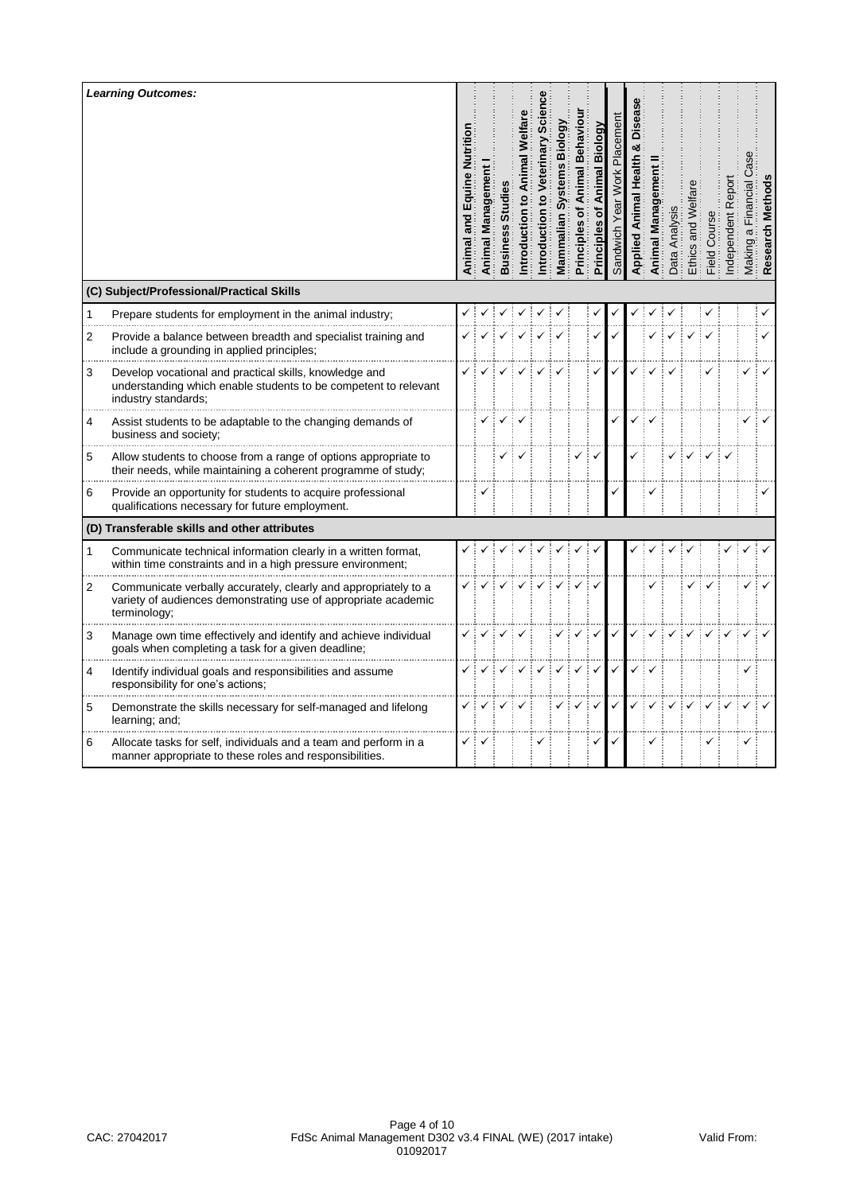| *Learning Outcomes:* | | Animal and Equine Nutrition | Animal Management I | Business Studies | Introduction to Animal Welfare | Introduction to Veterinary Science | Mammalian Systems Biology | Principles of Animal Behaviour | Principles of Animal Biology | Sandwich Year Work Placement | Applied Animal Health & Disease | Animal Management II | Data Analysis | Ethics and Welfare | Field Course | Independent Report | Making a Financial Case | Research Methods |
|---|---|---|---|---|---|---|---|---|---|---|---|---|---|---|---|---|---|---|
| **(C) Subject/Professional/Practical Skills** | | | | | | | | | | | | | | | | | | |
| 1 | Prepare students for employment in the animal industry; | ✓ | ✓ | ✓ | ✓ | ✓ | ✓ | | ✓ | ✓ | ✓ | ✓ | ✓ | | ✓ | | | ✓ |
| 2 | Provide a balance between breadth and specialist training and include a grounding in applied principles; | ✓ | ✓ | ✓ | ✓ | ✓ | ✓ | | ✓ | ✓ | | ✓ | ✓ | ✓ | ✓ | | | ✓ |
| 3 | Develop vocational and practical skills, knowledge and understanding which enable students to be competent to relevant industry standards; | ✓ | ✓ | ✓ | ✓ | ✓ | ✓ | | ✓ | ✓ | ✓ | ✓ | ✓ | | ✓ | | ✓ | ✓ |
| 4 | Assist students to be adaptable to the changing demands of business and society; | | ✓ | ✓ | ✓ | | | | | ✓ | ✓ | ✓ | | | | | ✓ | ✓ |
| 5 | Allow students to choose from a range of options appropriate to their needs, while maintaining a coherent programme of study; | | | ✓ | ✓ | | | ✓ | ✓ | | ✓ | | ✓ | ✓ | ✓ | ✓ | | |
| 6 | Provide an opportunity for students to acquire professional qualifications necessary for future employment. | | ✓ | | | | | | | ✓ | | ✓ | | | | | | ✓ |
| **(D) Transferable skills and other attributes** | | | | | | | | | | | | | | | | | | |
| 1 | Communicate technical information clearly in a written format, within time constraints and in a high pressure environment; | ✓ | ✓ | ✓ | ✓ | ✓ | ✓ | ✓ | ✓ | | ✓ | ✓ | ✓ | ✓ | | ✓ | ✓ | ✓ |
| 2 | Communicate verbally accurately, clearly and appropriately to a variety of audiences demonstrating use of appropriate academic terminology; | ✓ | ✓ | ✓ | ✓ | ✓ | ✓ | ✓ | ✓ | | | ✓ | | ✓ | ✓ | | ✓ | ✓ |
| 3 | Manage own time effectively and identify and achieve individual goals when completing a task for a given deadline; | ✓ | ✓ | ✓ | ✓ | | ✓ | ✓ | ✓ | ✓ | ✓ | ✓ | ✓ | ✓ | ✓ | ✓ | ✓ | ✓ |
| 4 | Identify individual goals and responsibilities and assume responsibility for one's actions; | ✓ | ✓ | ✓ | ✓ | ✓ | ✓ | ✓ | ✓ | ✓ | ✓ | ✓ | | | | | ✓ | |
| 5 | Demonstrate the skills necessary for self-managed and lifelong learning; and; | ✓ | ✓ | ✓ | ✓ | | ✓ | ✓ | ✓ | ✓ | ✓ | ✓ | ✓ | ✓ | ✓ | ✓ | ✓ | ✓ |
| 6 | Allocate tasks for self, individuals and a team and perform in a manner appropriate to these roles and responsibilities. | ✓ | ✓ | | | ✓ | | | ✓ | ✓ | | ✓ | | | ✓ | | ✓ | |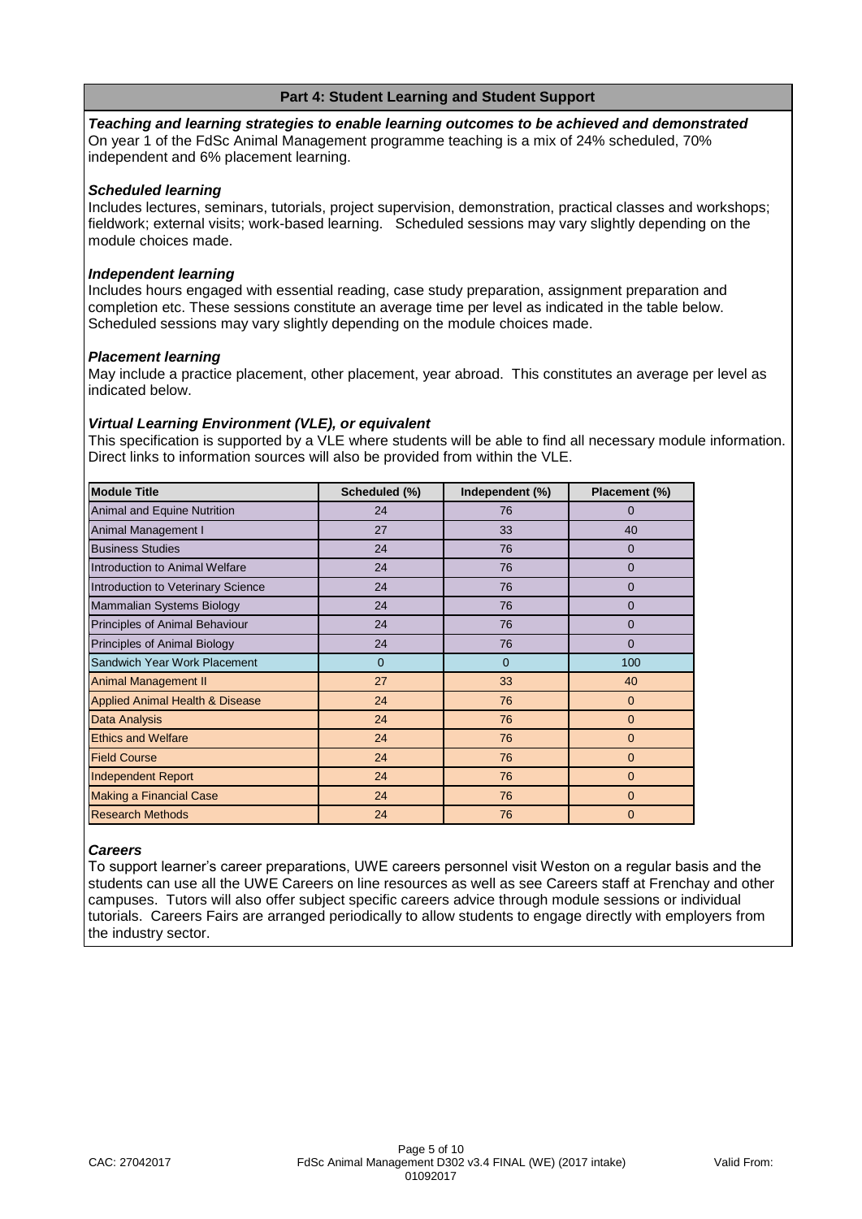## Part 4: Student Learning and Student Support

***Teaching and learning strategies to enable learning outcomes to be achieved and demonstrated***

On year 1 of the FdSc Animal Management programme teaching is a mix of 24% scheduled, 70% independent and 6% placement learning.

***Scheduled learning***

Includes lectures, seminars, tutorials, project supervision, demonstration, practical classes and workshops; fieldwork; external visits; work-based learning. Scheduled sessions may vary slightly depending on the module choices made.

***Independent learning***

Includes hours engaged with essential reading, case study preparation, assignment preparation and completion etc. These sessions constitute an average time per level as indicated in the table below. Scheduled sessions may vary slightly depending on the module choices made.

***Placement learning***

May include a practice placement, other placement, year abroad. This constitutes an average per level as indicated below.

***Virtual Learning Environment (VLE), or equivalent***

This specification is supported by a VLE where students will be able to find all necessary module information. Direct links to information sources will also be provided from within the VLE.

| Module Title | Scheduled (%) | Independent (%) | Placement (%) |
|---|---|---|---|
| Animal and Equine Nutrition | 24 | 76 | 0 |
| Animal Management I | 27 | 33 | 40 |
| Business Studies | 24 | 76 | 0 |
| Introduction to Animal Welfare | 24 | 76 | 0 |
| Introduction to Veterinary Science | 24 | 76 | 0 |
| Mammalian Systems Biology | 24 | 76 | 0 |
| Principles of Animal Behaviour | 24 | 76 | 0 |
| Principles of Animal Biology | 24 | 76 | 0 |
| Sandwich Year Work Placement | 0 | 0 | 100 |
| Animal Management II | 27 | 33 | 40 |
| Applied Animal Health & Disease | 24 | 76 | 0 |
| Data Analysis | 24 | 76 | 0 |
| Ethics and Welfare | 24 | 76 | 0 |
| Field Course | 24 | 76 | 0 |
| Independent Report | 24 | 76 | 0 |
| Making a Financial Case | 24 | 76 | 0 |
| Research Methods | 24 | 76 | 0 |

***Careers***

To support learner's career preparations, UWE careers personnel visit Weston on a regular basis and the students can use all the UWE Careers on line resources as well as see Careers staff at Frenchay and other campuses. Tutors will also offer subject specific careers advice through module sessions or individual tutorials. Careers Fairs are arranged periodically to allow students to engage directly with employers from the industry sector.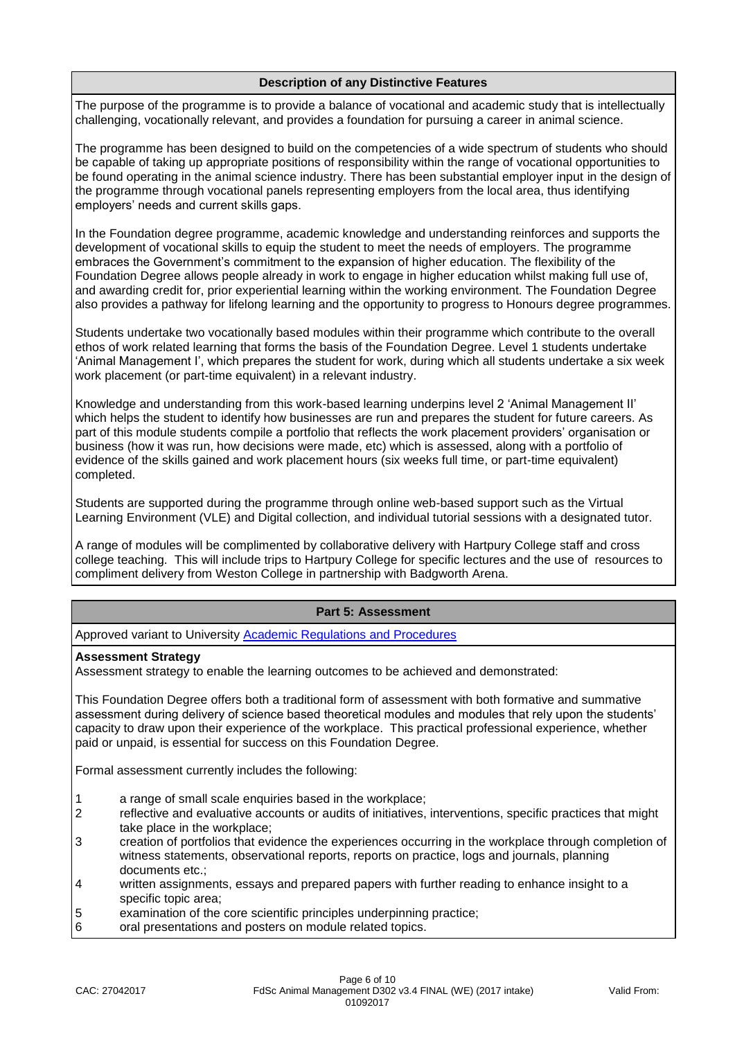### Description of any Distinctive Features

The purpose of the programme is to provide a balance of vocational and academic study that is intellectually challenging, vocationally relevant, and provides a foundation for pursuing a career in animal science.

The programme has been designed to build on the competencies of a wide spectrum of students who should be capable of taking up appropriate positions of responsibility within the range of vocational opportunities to be found operating in the animal science industry. There has been substantial employer input in the design of the programme through vocational panels representing employers from the local area, thus identifying employers' needs and current skills gaps.

In the Foundation degree programme, academic knowledge and understanding reinforces and supports the development of vocational skills to equip the student to meet the needs of employers. The programme embraces the Government's commitment to the expansion of higher education. The flexibility of the Foundation Degree allows people already in work to engage in higher education whilst making full use of, and awarding credit for, prior experiential learning within the working environment. The Foundation Degree also provides a pathway for lifelong learning and the opportunity to progress to Honours degree programmes.

Students undertake two vocationally based modules within their programme which contribute to the overall ethos of work related learning that forms the basis of the Foundation Degree. Level 1 students undertake 'Animal Management I', which prepares the student for work, during which all students undertake a six week work placement (or part-time equivalent) in a relevant industry.

Knowledge and understanding from this work-based learning underpins level 2 'Animal Management II' which helps the student to identify how businesses are run and prepares the student for future careers. As part of this module students compile a portfolio that reflects the work placement providers' organisation or business (how it was run, how decisions were made, etc) which is assessed, along with a portfolio of evidence of the skills gained and work placement hours (six weeks full time, or part-time equivalent) completed.

Students are supported during the programme through online web-based support such as the Virtual Learning Environment (VLE) and Digital collection, and individual tutorial sessions with a designated tutor.

A range of modules will be complimented by collaborative delivery with Hartpury College staff and cross college teaching. This will include trips to Hartpury College for specific lectures and the use of resources to compliment delivery from Weston College in partnership with Badgworth Arena.

## Part 5: Assessment

Approved variant to University Academic Regulations and Procedures

**Assessment Strategy**

Assessment strategy to enable the learning outcomes to be achieved and demonstrated:

This Foundation Degree offers both a traditional form of assessment with both formative and summative assessment during delivery of science based theoretical modules and modules that rely upon the students' capacity to draw upon their experience of the workplace. This practical professional experience, whether paid or unpaid, is essential for success on this Foundation Degree.

Formal assessment currently includes the following:

1. a range of small scale enquiries based in the workplace;
2. reflective and evaluative accounts or audits of initiatives, interventions, specific practices that might take place in the workplace;
3. creation of portfolios that evidence the experiences occurring in the workplace through completion of witness statements, observational reports, reports on practice, logs and journals, planning documents etc.;
4. written assignments, essays and prepared papers with further reading to enhance insight to a specific topic area;
5. examination of the core scientific principles underpinning practice;
6. oral presentations and posters on module related topics.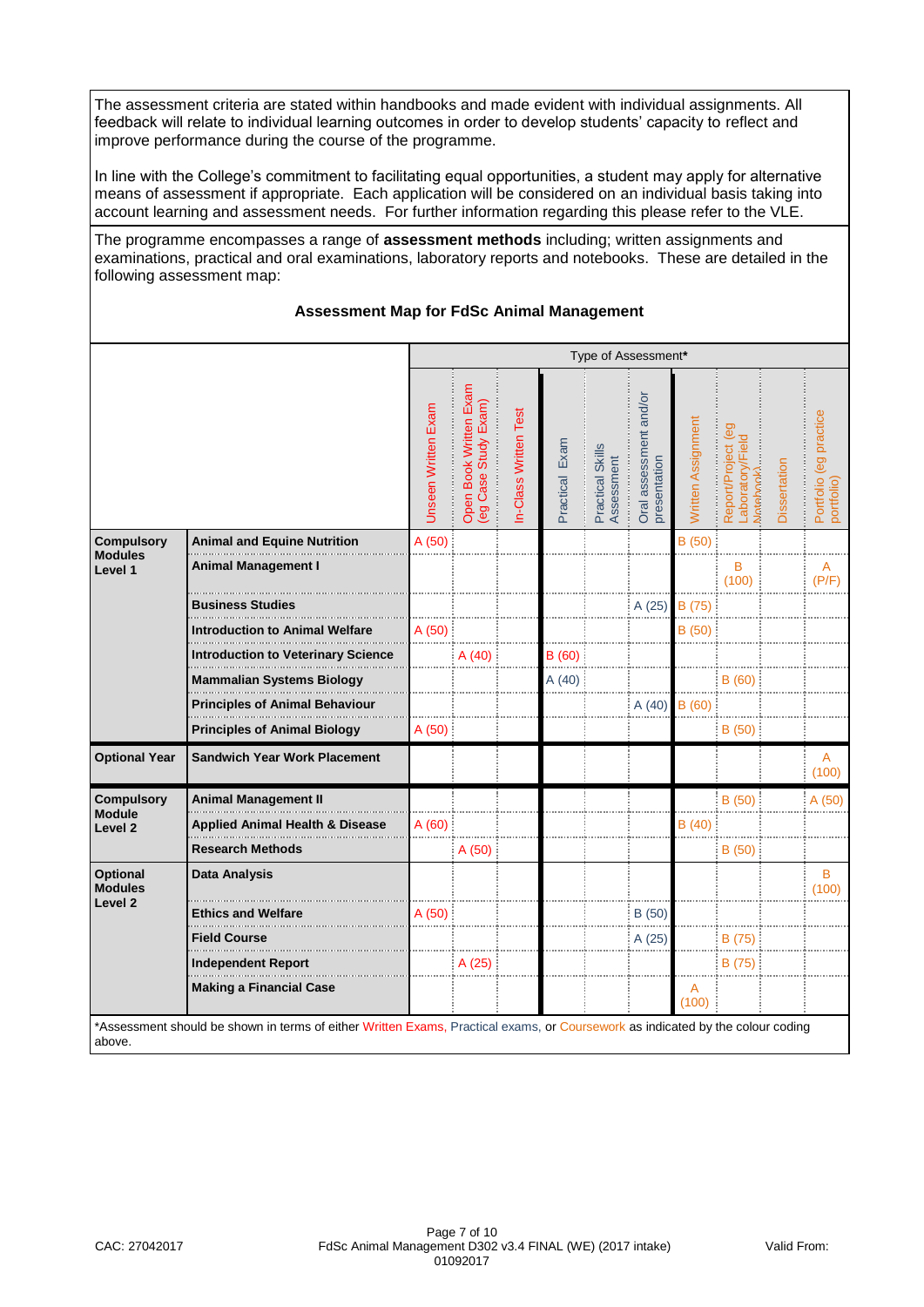The assessment criteria are stated within handbooks and made evident with individual assignments. All feedback will relate to individual learning outcomes in order to develop students' capacity to reflect and improve performance during the course of the programme.

In line with the College's commitment to facilitating equal opportunities, a student may apply for alternative means of assessment if appropriate. Each application will be considered on an individual basis taking into account learning and assessment needs. For further information regarding this please refer to the VLE.

The programme encompasses a range of **assessment methods** including; written assignments and examinations, practical and oral examinations, laboratory reports and notebooks. These are detailed in the following assessment map:

### Assessment Map for FdSc Animal Management

| | | Type of Assessment* | | | | | | | | | |
|---|---|---|---|---|---|---|---|---|---|---|---|
| | | Unseen Written Exam | Open Book Written Exam (eg Case Study Exam) | In-Class Written Test | Practical Exam | Practical Skills Assessment | Oral assessment and/or presentation | Written Assignment | Report/Project (eg Laboratory/Field Notebook) | Dissertation | Portfolio (eg practice portfolio) |
| **Compulsory Modules Level 1** | **Animal and Equine Nutrition** | A (50) | | | | | | B (50) | | | |
| | **Animal Management I** | | | | | | | | B (100) | | A (P/F) |
| | **Business Studies** | | | | | | A (25) | B (75) | | | |
| | **Introduction to Animal Welfare** | A (50) | | | | | | B (50) | | | |
| | **Introduction to Veterinary Science** | | A (40) | | B (60) | | | | | | |
| | **Mammalian Systems Biology** | | | | A (40) | | | | B (60) | | |
| | **Principles of Animal Behaviour** | | | | | | A (40) | B (60) | | | |
| | **Principles of Animal Biology** | A (50) | | | | | | | B (50) | | |
| **Optional Year** | **Sandwich Year Work Placement** | | | | | | | | | | A (100) |
| **Compulsory Module Level 2** | **Animal Management II** | | | | | | | | B (50) | | A (50) |
| | **Applied Animal Health & Disease** | A (60) | | | | | | B (40) | | | |
| | **Research Methods** | | A (50) | | | | | | B (50) | | |
| **Optional Modules Level 2** | **Data Analysis** | | | | | | | | | | B (100) |
| | **Ethics and Welfare** | A (50) | | | | | B (50) | | | | |
| | **Field Course** | | | | | | A (25) | | B (75) | | |
| | **Independent Report** | | A (25) | | | | | | B (75) | | |
| | **Making a Financial Case** | | | | | | | A (100) | | | |

*Assessment should be shown in terms of either Written Exams, Practical exams, or Coursework as indicated by the colour coding above.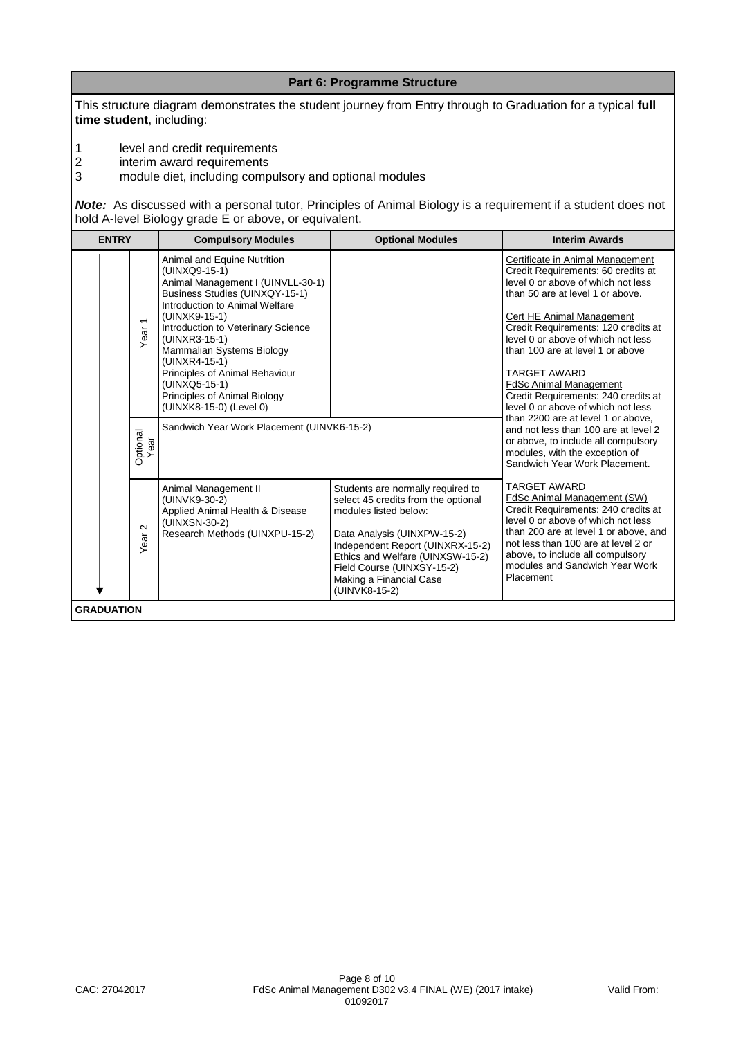## Part 6: Programme Structure

This structure diagram demonstrates the student journey from Entry through to Graduation for a typical **full time student**, including:

1. level and credit requirements
2. interim award requirements
3. module diet, including compulsory and optional modules

***Note:*** As discussed with a personal tutor, Principles of Animal Biology is a requirement if a student does not hold A-level Biology grade E or above, or equivalent.

| ENTRY | Compulsory Modules | Optional Modules | Interim Awards |
|---|---|---|---|
| Year 1 | Animal and Equine Nutrition (UINXQ9-15-1)<br>Animal Management I (UINVLL-30-1)<br>Business Studies (UINXQY-15-1)<br>Introduction to Animal Welfare (UINXK9-15-1)<br>Introduction to Veterinary Science (UINXR3-15-1)<br>Mammalian Systems Biology (UINXR4-15-1)<br>Principles of Animal Behaviour (UINXQ5-15-1)<br>Principles of Animal Biology (UINXK8-15-0) (Level 0) | | Certificate in Animal Management<br>Credit Requirements: 60 credits at level 0 or above of which not less than 50 are at level 1 or above.<br><br>Cert HE Animal Management<br>Credit Requirements: 120 credits at level 0 or above of which not less than 100 are at level 1 or above<br><br>TARGET AWARD<br>FdSc Animal Management<br>Credit Requirements: 240 credits at level 0 or above of which not less than 2200 are at level 1 or above, and not less than 100 are at level 2 or above, to include all compulsory modules, with the exception of Sandwich Year Work Placement. |
| Optional Year | Sandwich Year Work Placement (UINVK6-15-2) | | |
| Year 2 | Animal Management II (UINVK9-30-2)<br>Applied Animal Health & Disease (UINXSN-30-2)<br>Research Methods (UINXPU-15-2) | Students are normally required to select 45 credits from the optional modules listed below:<br><br>Data Analysis (UINXPW-15-2)<br>Independent Report (UINXRX-15-2)<br>Ethics and Welfare (UINXSW-15-2)<br>Field Course (UINXSY-15-2)<br>Making a Financial Case (UINVK8-15-2) | TARGET AWARD<br>FdSc Animal Management (SW)<br>Credit Requirements: 240 credits at level 0 or above of which not less than 200 are at level 1 or above, and not less than 100 are at level 2 or above, to include all compulsory modules and Sandwich Year Work Placement |
| **GRADUATION** | | | |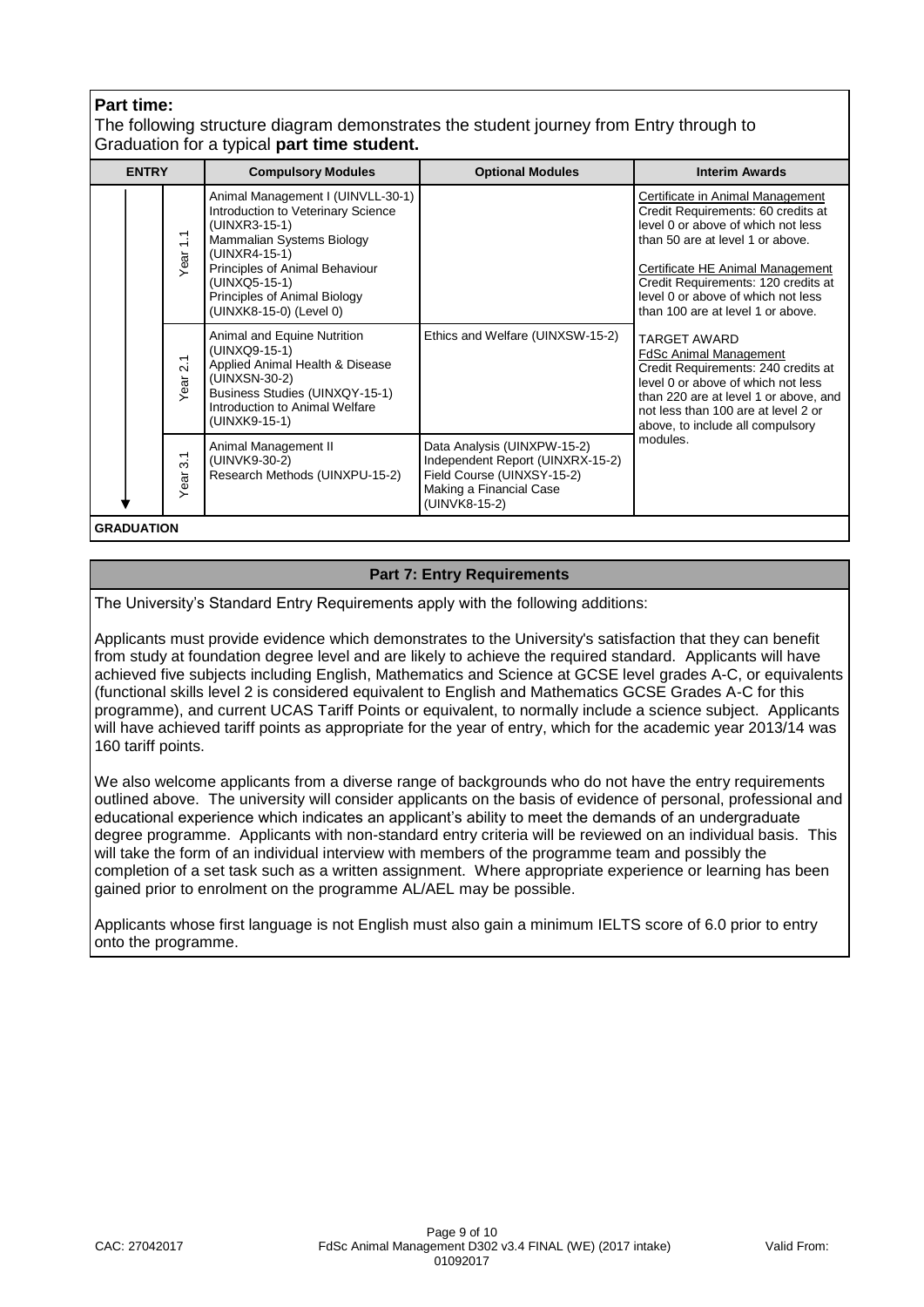**Part time:**

The following structure diagram demonstrates the student journey from Entry through to Graduation for a typical **part time student.**

| ENTRY | | Compulsory Modules | Optional Modules | Interim Awards |
|---|---|---|---|---|
| | Year 1.1 | Animal Management I (UINVLL-30-1)<br>Introduction to Veterinary Science (UINXR3-15-1)<br>Mammalian Systems Biology (UINXR4-15-1)<br>Principles of Animal Behaviour (UINXQ5-15-1)<br>Principles of Animal Biology (UINXK8-15-0) (Level 0) | | Certificate in Animal Management<br>Credit Requirements: 60 credits at level 0 or above of which not less than 50 are at level 1 or above.<br><br>Certificate HE Animal Management<br>Credit Requirements: 120 credits at level 0 or above of which not less than 100 are at level 1 or above. |
| | Year 2.1 | Animal and Equine Nutrition (UINXQ9-15-1)<br>Applied Animal Health & Disease (UINXSN-30-2)<br>Business Studies (UINXQY-15-1)<br>Introduction to Animal Welfare (UINXK9-15-1) | Ethics and Welfare (UINXSW-15-2) | TARGET AWARD<br>FdSc Animal Management<br>Credit Requirements: 240 credits at level 0 or above of which not less than 220 are at level 1 or above, and not less than 100 are at level 2 or above, to include all compulsory modules. |
| | Year 3.1 | Animal Management II (UINVK9-30-2)<br>Research Methods (UINXPU-15-2) | Data Analysis (UINXPW-15-2)<br>Independent Report (UINXRX-15-2)<br>Field Course (UINXSY-15-2)<br>Making a Financial Case (UINVK8-15-2) | |
| GRADUATION | | | | |

## Part 7: Entry Requirements

The University's Standard Entry Requirements apply with the following additions:

Applicants must provide evidence which demonstrates to the University's satisfaction that they can benefit from study at foundation degree level and are likely to achieve the required standard. Applicants will have achieved five subjects including English, Mathematics and Science at GCSE level grades A-C, or equivalents (functional skills level 2 is considered equivalent to English and Mathematics GCSE Grades A-C for this programme), and current UCAS Tariff Points or equivalent, to normally include a science subject. Applicants will have achieved tariff points as appropriate for the year of entry, which for the academic year 2013/14 was 160 tariff points.

We also welcome applicants from a diverse range of backgrounds who do not have the entry requirements outlined above. The university will consider applicants on the basis of evidence of personal, professional and educational experience which indicates an applicant's ability to meet the demands of an undergraduate degree programme. Applicants with non-standard entry criteria will be reviewed on an individual basis. This will take the form of an individual interview with members of the programme team and possibly the completion of a set task such as a written assignment. Where appropriate experience or learning has been gained prior to enrolment on the programme AL/AEL may be possible.

Applicants whose first language is not English must also gain a minimum IELTS score of 6.0 prior to entry onto the programme.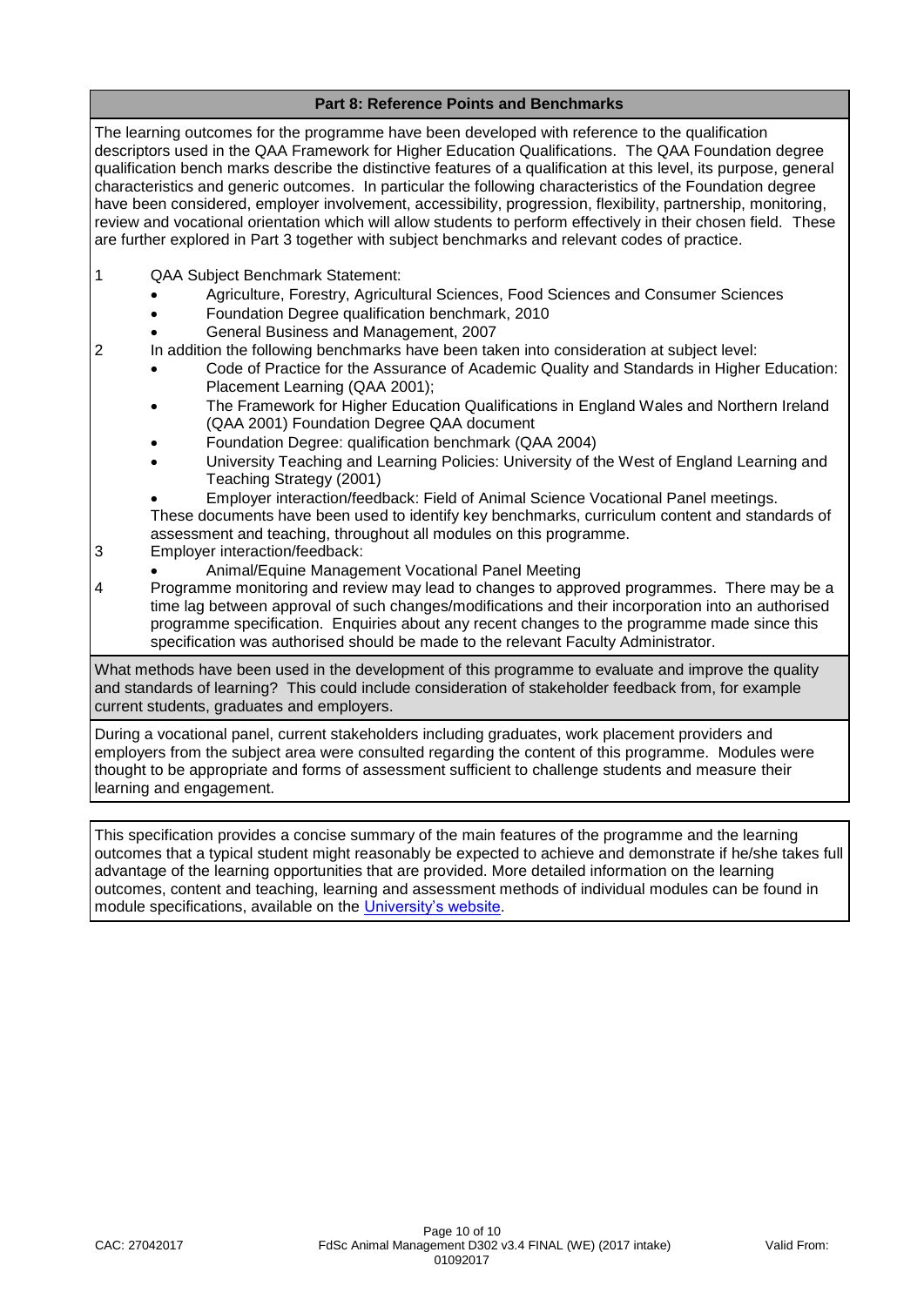## Part 8: Reference Points and Benchmarks

The learning outcomes for the programme have been developed with reference to the qualification descriptors used in the QAA Framework for Higher Education Qualifications. The QAA Foundation degree qualification bench marks describe the distinctive features of a qualification at this level, its purpose, general characteristics and generic outcomes. In particular the following characteristics of the Foundation degree have been considered, employer involvement, accessibility, progression, flexibility, partnership, monitoring, review and vocational orientation which will allow students to perform effectively in their chosen field. These are further explored in Part 3 together with subject benchmarks and relevant codes of practice.

1. QAA Subject Benchmark Statement:
   - Agriculture, Forestry, Agricultural Sciences, Food Sciences and Consumer Sciences
   - Foundation Degree qualification benchmark, 2010
   - General Business and Management, 2007
2. In addition the following benchmarks have been taken into consideration at subject level:
   - Code of Practice for the Assurance of Academic Quality and Standards in Higher Education: Placement Learning (QAA 2001);
   - The Framework for Higher Education Qualifications in England Wales and Northern Ireland (QAA 2001) Foundation Degree QAA document
   - Foundation Degree: qualification benchmark (QAA 2004)
   - University Teaching and Learning Policies: University of the West of England Learning and Teaching Strategy (2001)
   - Employer interaction/feedback: Field of Animal Science Vocational Panel meetings.

   These documents have been used to identify key benchmarks, curriculum content and standards of assessment and teaching, throughout all modules on this programme.
3. Employer interaction/feedback:
   - Animal/Equine Management Vocational Panel Meeting
4. Programme monitoring and review may lead to changes to approved programmes. There may be a time lag between approval of such changes/modifications and their incorporation into an authorised programme specification. Enquiries about any recent changes to the programme made since this specification was authorised should be made to the relevant Faculty Administrator.

**What methods have been used in the development of this programme to evaluate and improve the quality and standards of learning? This could include consideration of stakeholder feedback from, for example current students, graduates and employers.**

During a vocational panel, current stakeholders including graduates, work placement providers and employers from the subject area were consulted regarding the content of this programme. Modules were thought to be appropriate and forms of assessment sufficient to challenge students and measure their learning and engagement.

This specification provides a concise summary of the main features of the programme and the learning outcomes that a typical student might reasonably be expected to achieve and demonstrate if he/she takes full advantage of the learning opportunities that are provided. More detailed information on the learning outcomes, content and teaching, learning and assessment methods of individual modules can be found in module specifications, available on the [University's website](University's website).